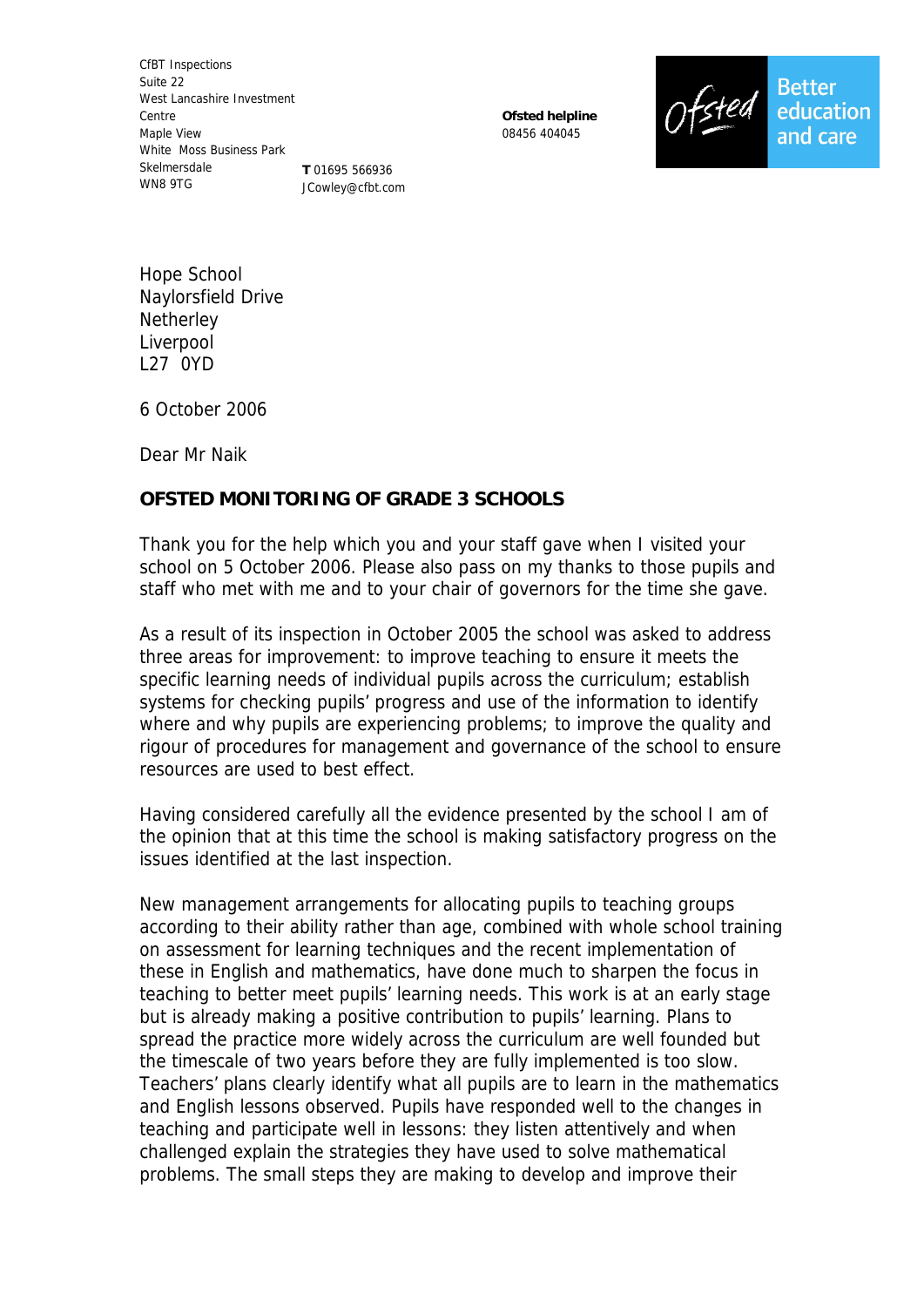CfBT Inspections
Suite 22
West Lancashire Investment Centre
Maple View
White Moss Business Park
Skelmersdale
WN8 9TG

**T** 01695 566936
JCowley@cfbt.com

**Ofsted helpline**
08456 404045

Ofsted Better education and care

Hope School
Naylorsfield Drive
Netherley
Liverpool
L27 0YD

6 October 2006

Dear Mr Naik

**OFSTED MONITORING OF GRADE 3 SCHOOLS**

Thank you for the help which you and your staff gave when I visited your school on 5 October 2006. Please also pass on my thanks to those pupils and staff who met with me and to your chair of governors for the time she gave.

As a result of its inspection in October 2005 the school was asked to address three areas for improvement: to improve teaching to ensure it meets the specific learning needs of individual pupils across the curriculum; establish systems for checking pupils' progress and use of the information to identify where and why pupils are experiencing problems; to improve the quality and rigour of procedures for management and governance of the school to ensure resources are used to best effect.

Having considered carefully all the evidence presented by the school I am of the opinion that at this time the school is making satisfactory progress on the issues identified at the last inspection.

New management arrangements for allocating pupils to teaching groups according to their ability rather than age, combined with whole school training on assessment for learning techniques and the recent implementation of these in English and mathematics, have done much to sharpen the focus in teaching to better meet pupils' learning needs. This work is at an early stage but is already making a positive contribution to pupils' learning. Plans to spread the practice more widely across the curriculum are well founded but the timescale of two years before they are fully implemented is too slow. Teachers' plans clearly identify what all pupils are to learn in the mathematics and English lessons observed. Pupils have responded well to the changes in teaching and participate well in lessons: they listen attentively and when challenged explain the strategies they have used to solve mathematical problems. The small steps they are making to develop and improve their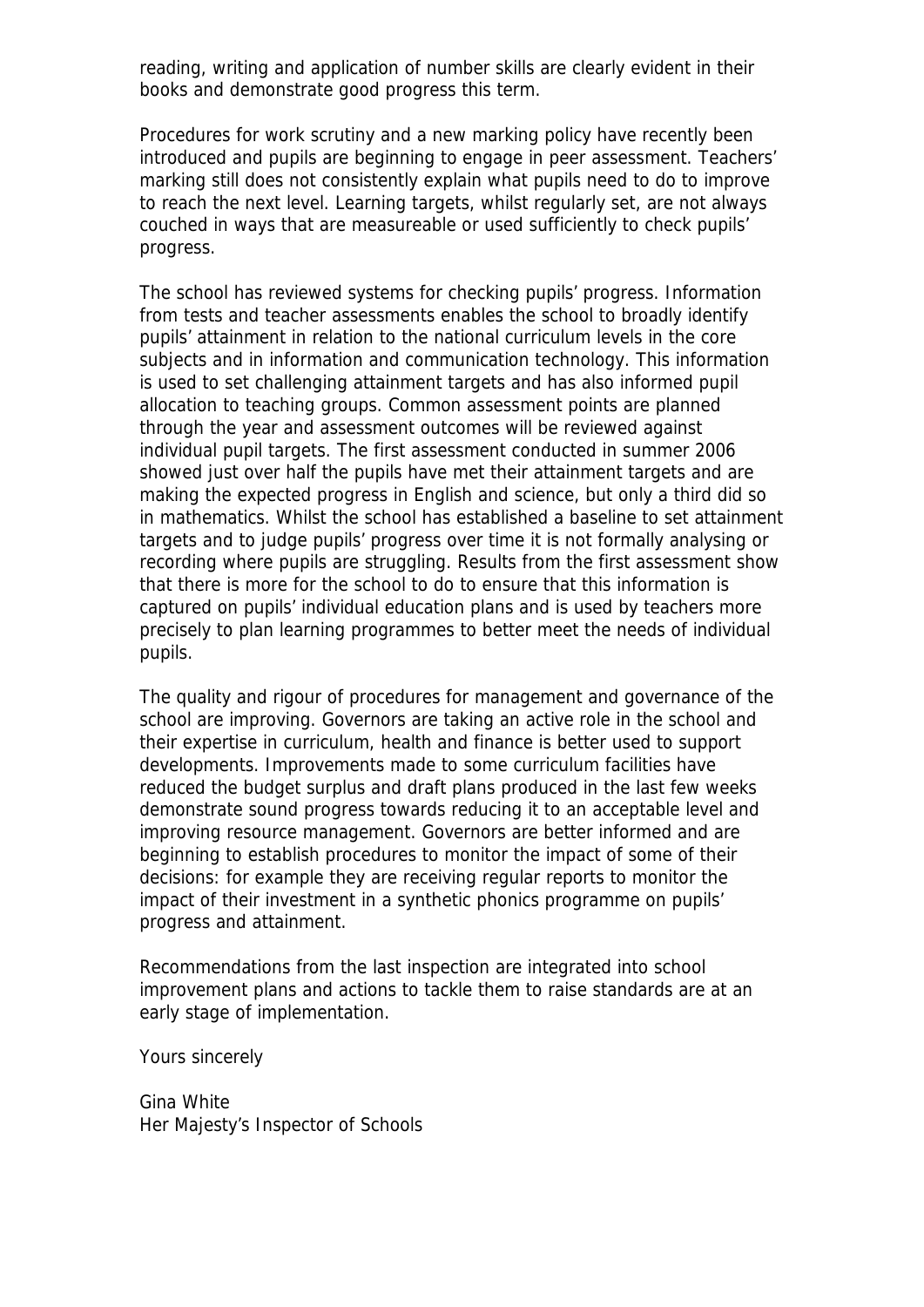reading, writing and application of number skills are clearly evident in their books and demonstrate good progress this term.

Procedures for work scrutiny and a new marking policy have recently been introduced and pupils are beginning to engage in peer assessment. Teachers' marking still does not consistently explain what pupils need to do to improve to reach the next level. Learning targets, whilst regularly set, are not always couched in ways that are measureable or used sufficiently to check pupils' progress.

The school has reviewed systems for checking pupils' progress. Information from tests and teacher assessments enables the school to broadly identify pupils' attainment in relation to the national curriculum levels in the core subjects and in information and communication technology. This information is used to set challenging attainment targets and has also informed pupil allocation to teaching groups. Common assessment points are planned through the year and assessment outcomes will be reviewed against individual pupil targets. The first assessment conducted in summer 2006 showed just over half the pupils have met their attainment targets and are making the expected progress in English and science, but only a third did so in mathematics. Whilst the school has established a baseline to set attainment targets and to judge pupils' progress over time it is not formally analysing or recording where pupils are struggling. Results from the first assessment show that there is more for the school to do to ensure that this information is captured on pupils' individual education plans and is used by teachers more precisely to plan learning programmes to better meet the needs of individual pupils.

The quality and rigour of procedures for management and governance of the school are improving. Governors are taking an active role in the school and their expertise in curriculum, health and finance is better used to support developments. Improvements made to some curriculum facilities have reduced the budget surplus and draft plans produced in the last few weeks demonstrate sound progress towards reducing it to an acceptable level and improving resource management. Governors are better informed and are beginning to establish procedures to monitor the impact of some of their decisions: for example they are receiving regular reports to monitor the impact of their investment in a synthetic phonics programme on pupils' progress and attainment.

Recommendations from the last inspection are integrated into school improvement plans and actions to tackle them to raise standards are at an early stage of implementation.

Yours sincerely

Gina White
Her Majesty's Inspector of Schools